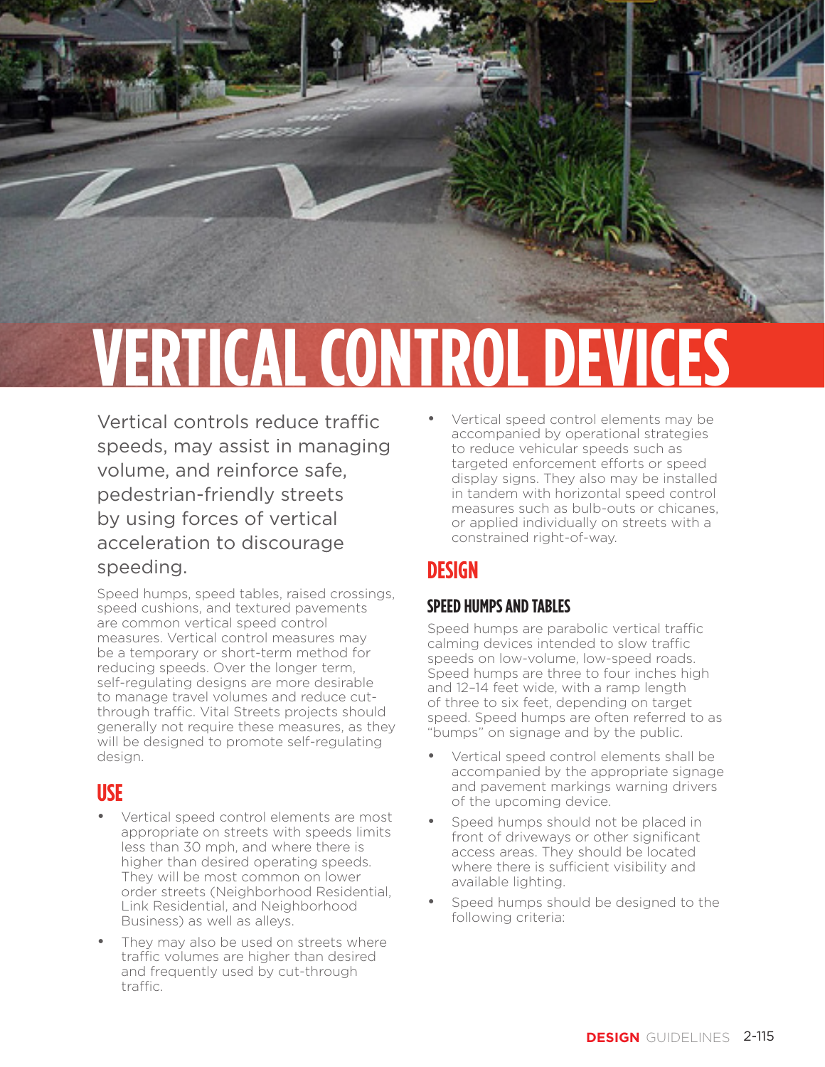# VERTICAL CONTROL DEVICES

Vertical controls reduce traffic speeds, may assist in managing volume, and reinforce safe, pedestrian-friendly streets by using forces of vertical acceleration to discourage speeding.

Speed humps, speed tables, raised crossings, speed cushions, and textured pavements are common vertical speed control measures. Vertical control measures may be a temporary or short-term method for reducing speeds. Over the longer term, self-regulating designs are more desirable to manage travel volumes and reduce cut-through traffic. Vital Streets projects should generally not require these measures, as they will be designed to promote self-regulating design.

## USE

- Vertical speed control elements are most appropriate on streets with speeds limits less than 30 mph, and where there is higher than desired operating speeds. They will be most common on lower order streets (Neighborhood Residential, Link Residential, and Neighborhood Business) as well as alleys.
- They may also be used on streets where traffic volumes are higher than desired and frequently used by cut-through traffic.
- Vertical speed control elements may be accompanied by operational strategies to reduce vehicular speeds such as targeted enforcement efforts or speed display signs. They also may be installed in tandem with horizontal speed control measures such as bulb-outs or chicanes, or applied individually on streets with a constrained right-of-way.

## DESIGN

### SPEED HUMPS AND TABLES

Speed humps are parabolic vertical traffic calming devices intended to slow traffic speeds on low-volume, low-speed roads. Speed humps are three to four inches high and 12–14 feet wide, with a ramp length of three to six feet, depending on target speed. Speed humps are often referred to as "bumps" on signage and by the public.

- Vertical speed control elements shall be accompanied by the appropriate signage and pavement markings warning drivers of the upcoming device.
- Speed humps should not be placed in front of driveways or other significant access areas. They should be located where there is sufficient visibility and available lighting.
- Speed humps should be designed to the following criteria: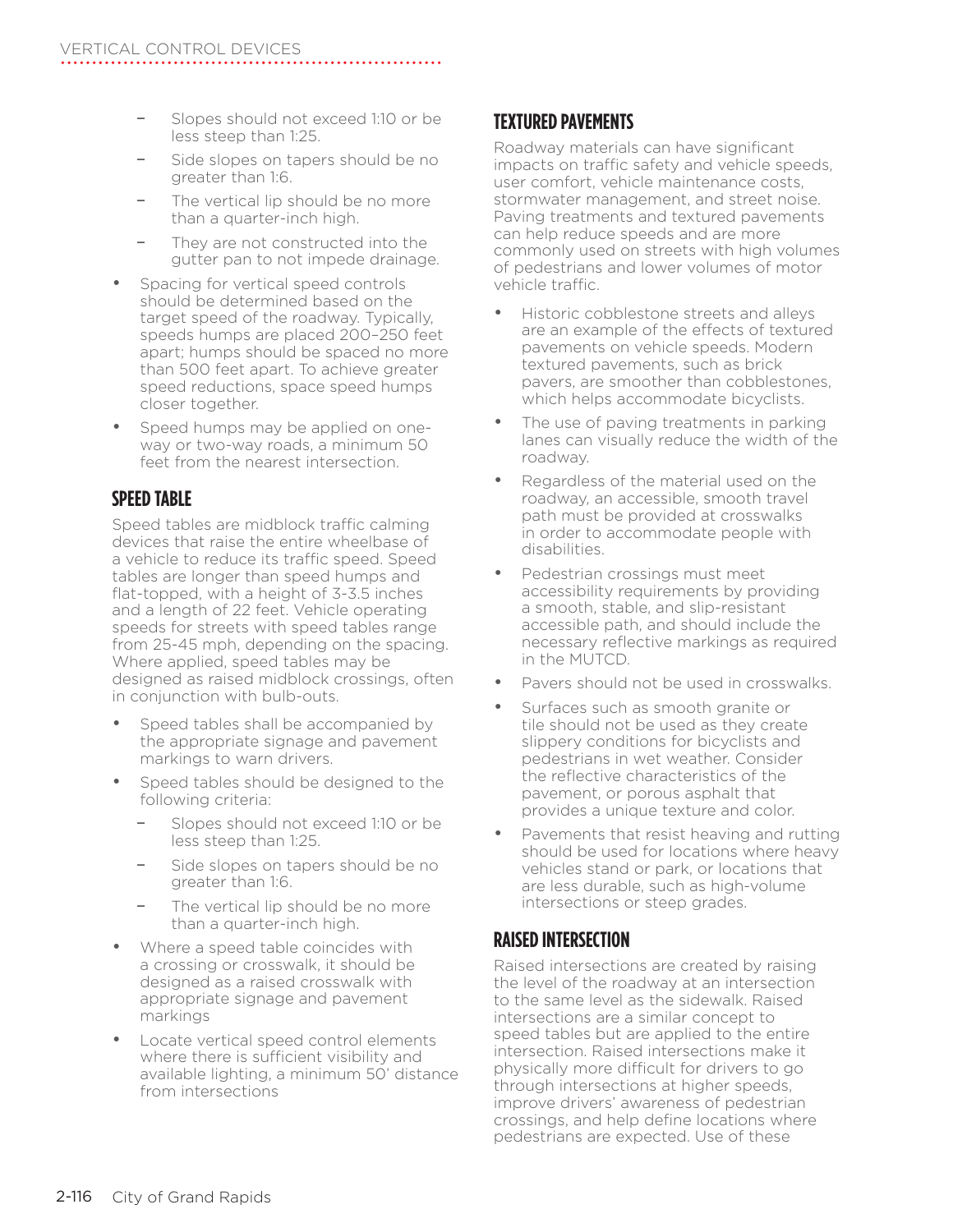- Slopes should not exceed 1:10 or be less steep than 1:25.
  - Side slopes on tapers should be no greater than 1:6.
  - The vertical lip should be no more than a quarter-inch high.
  - They are not constructed into the gutter pan to not impede drainage.
- Spacing for vertical speed controls should be determined based on the target speed of the roadway. Typically, speeds humps are placed 200–250 feet apart; humps should be spaced no more than 500 feet apart. To achieve greater speed reductions, space speed humps closer together.
- Speed humps may be applied on one-way or two-way roads, a minimum 50 feet from the nearest intersection.

## SPEED TABLE

Speed tables are midblock traffic calming devices that raise the entire wheelbase of a vehicle to reduce its traffic speed. Speed tables are longer than speed humps and flat-topped, with a height of 3-3.5 inches and a length of 22 feet. Vehicle operating speeds for streets with speed tables range from 25-45 mph, depending on the spacing. Where applied, speed tables may be designed as raised midblock crossings, often in conjunction with bulb-outs.

- Speed tables shall be accompanied by the appropriate signage and pavement markings to warn drivers.
- Speed tables should be designed to the following criteria:
  - Slopes should not exceed 1:10 or be less steep than 1:25.
  - Side slopes on tapers should be no greater than 1:6.
  - The vertical lip should be no more than a quarter-inch high.
- Where a speed table coincides with a crossing or crosswalk, it should be designed as a raised crosswalk with appropriate signage and pavement markings
- Locate vertical speed control elements where there is sufficient visibility and available lighting, a minimum 50' distance from intersections

## TEXTURED PAVEMENTS

Roadway materials can have significant impacts on traffic safety and vehicle speeds, user comfort, vehicle maintenance costs, stormwater management, and street noise. Paving treatments and textured pavements can help reduce speeds and are more commonly used on streets with high volumes of pedestrians and lower volumes of motor vehicle traffic.

- Historic cobblestone streets and alleys are an example of the effects of textured pavements on vehicle speeds. Modern textured pavements, such as brick pavers, are smoother than cobblestones, which helps accommodate bicyclists.
- The use of paving treatments in parking lanes can visually reduce the width of the roadway.
- Regardless of the material used on the roadway, an accessible, smooth travel path must be provided at crosswalks in order to accommodate people with disabilities.
- Pedestrian crossings must meet accessibility requirements by providing a smooth, stable, and slip-resistant accessible path, and should include the necessary reflective markings as required in the MUTCD.
- Pavers should not be used in crosswalks.
- Surfaces such as smooth granite or tile should not be used as they create slippery conditions for bicyclists and pedestrians in wet weather. Consider the reflective characteristics of the pavement, or porous asphalt that provides a unique texture and color.
- Pavements that resist heaving and rutting should be used for locations where heavy vehicles stand or park, or locations that are less durable, such as high-volume intersections or steep grades.

## RAISED INTERSECTION

Raised intersections are created by raising the level of the roadway at an intersection to the same level as the sidewalk. Raised intersections are a similar concept to speed tables but are applied to the entire intersection. Raised intersections make it physically more difficult for drivers to go through intersections at higher speeds, improve drivers' awareness of pedestrian crossings, and help define locations where pedestrians are expected. Use of these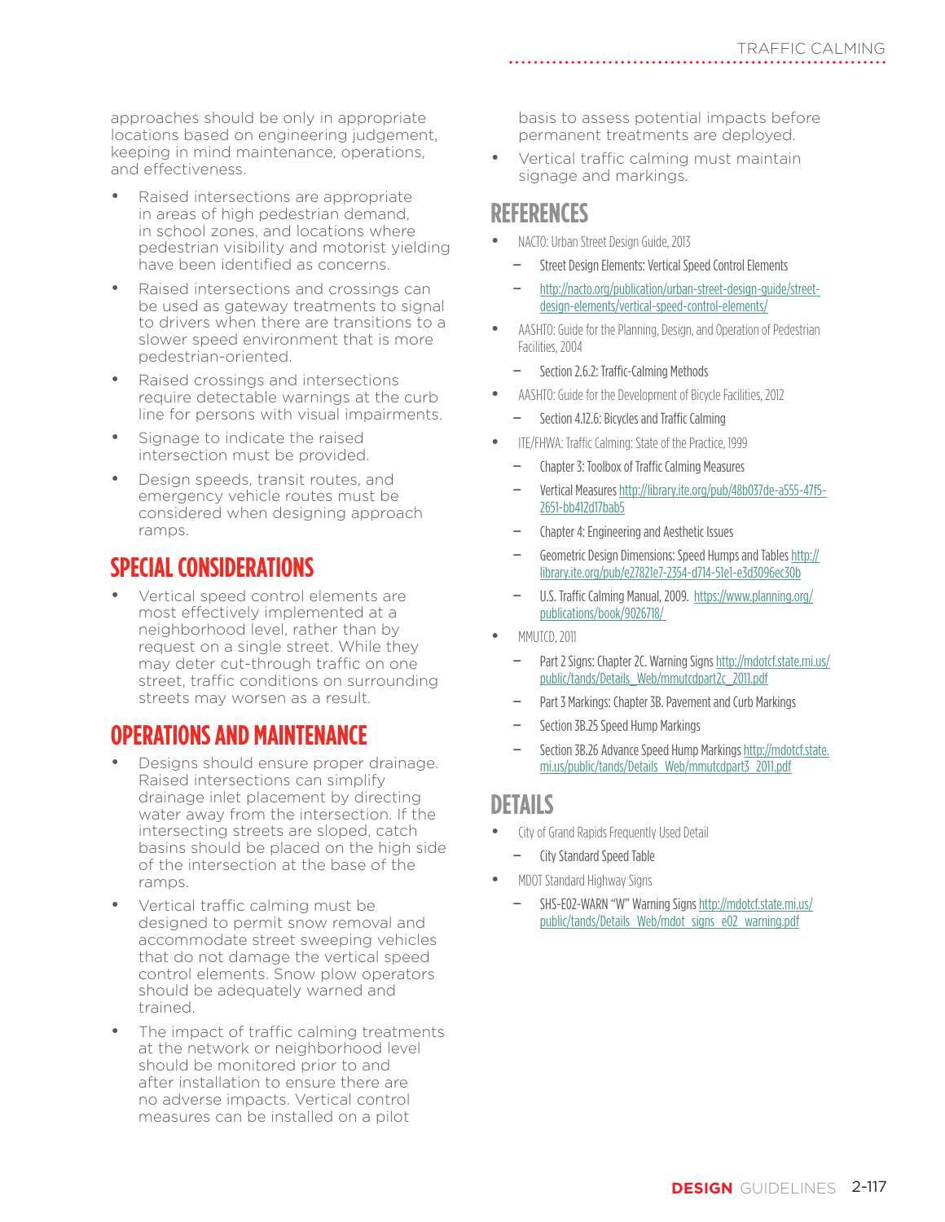approaches should be only in appropriate locations based on engineering judgement, keeping in mind maintenance, operations, and effectiveness.

- Raised intersections are appropriate in areas of high pedestrian demand, in school zones, and locations where pedestrian visibility and motorist yielding have been identified as concerns.
- Raised intersections and crossings can be used as gateway treatments to signal to drivers when there are transitions to a slower speed environment that is more pedestrian-oriented.
- Raised crossings and intersections require detectable warnings at the curb line for persons with visual impairments.
- Signage to indicate the raised intersection must be provided.
- Design speeds, transit routes, and emergency vehicle routes must be considered when designing approach ramps.

## SPECIAL CONSIDERATIONS

- Vertical speed control elements are most effectively implemented at a neighborhood level, rather than by request on a single street. While they may deter cut-through traffic on one street, traffic conditions on surrounding streets may worsen as a result.

## OPERATIONS AND MAINTENANCE

- Designs should ensure proper drainage. Raised intersections can simplify drainage inlet placement by directing water away from the intersection. If the intersecting streets are sloped, catch basins should be placed on the high side of the intersection at the base of the ramps.
- Vertical traffic calming must be designed to permit snow removal and accommodate street sweeping vehicles that do not damage the vertical speed control elements. Snow plow operators should be adequately warned and trained.
- The impact of traffic calming treatments at the network or neighborhood level should be monitored prior to and after installation to ensure there are no adverse impacts. Vertical control measures can be installed on a pilot basis to assess potential impacts before permanent treatments are deployed.
- Vertical traffic calming must maintain signage and markings.

## REFERENCES

- NACTO: Urban Street Design Guide, 2013
  - Street Design Elements: Vertical Speed Control Elements
  - http://nacto.org/publication/urban-street-design-guide/street-design-elements/vertical-speed-control-elements/
- AASHTO: Guide for the Planning, Design, and Operation of Pedestrian Facilities, 2004
  - Section 2.6.2: Traffic-Calming Methods
- AASHTO: Guide for the Development of Bicycle Facilities, 2012
  - Section 4.12.6: Bicycles and Traffic Calming
- ITE/FHWA: Traffic Calming: State of the Practice, 1999
  - Chapter 3: Toolbox of Traffic Calming Measures
  - Vertical Measures http://library.ite.org/pub/48b037de-a555-47f5-2651-bb412d17bab5
  - Chapter 4: Engineering and Aesthetic Issues
  - Geometric Design Dimensions: Speed Humps and Tables http://library.ite.org/pub/e27821e7-2354-d714-51e1-e3d3096ec30b
  - U.S. Traffic Calming Manual, 2009. https://www.planning.org/publications/book/9026718/
- MMUTCD, 2011
  - Part 2 Signs: Chapter 2C. Warning Signs http://mdotcf.state.mi.us/public/tands/Details_Web/mmutcdpart2c_2011.pdf
  - Part 3 Markings: Chapter 3B. Pavement and Curb Markings
  - Section 3B.25 Speed Hump Markings
  - Section 3B.26 Advance Speed Hump Markings http://mdotcf.state.mi.us/public/tands/Details_Web/mmutcdpart3_2011.pdf

## DETAILS

- City of Grand Rapids Frequently Used Detail
  - City Standard Speed Table
- MDOT Standard Highway Signs
  - SHS-E02-WARN "W" Warning Signs http://mdotcf.state.mi.us/public/tands/Details_Web/mdot_signs_e02_warning.pdf